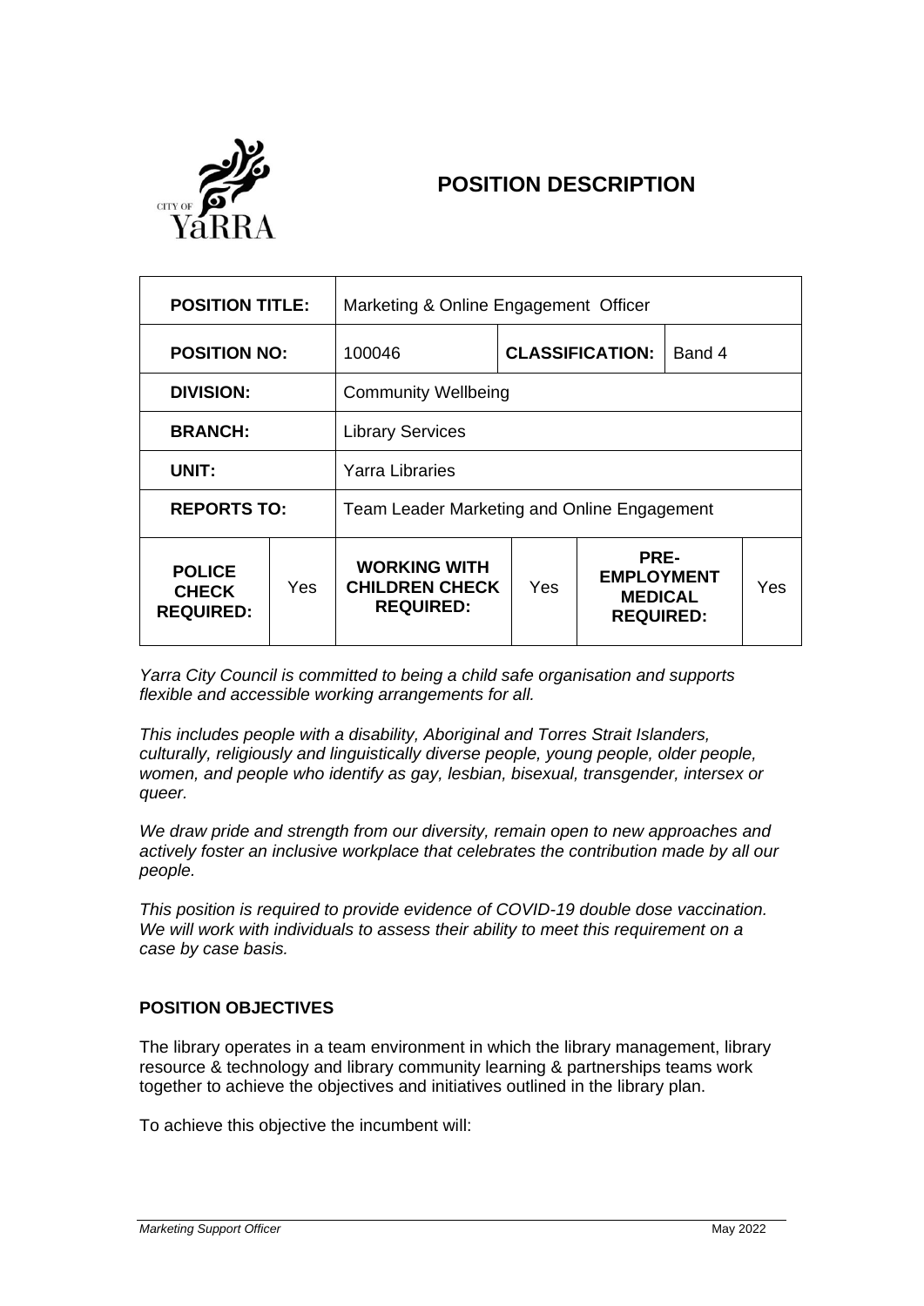# POSITION DESCRIPTION

| **POSITION TITLE:** | | Marketing & Online Engagement Officer | | | |
|---|---|---|---|---|---|
| **POSITION NO:** | | 100046 | **CLASSIFICATION:** | | Band 4 |
| **DIVISION:** | | Community Wellbeing | | | |
| **BRANCH:** | | Library Services | | | |
| **UNIT:** | | Yarra Libraries | | | |
| **REPORTS TO:** | | Team Leader Marketing and Online Engagement | | | |
| **POLICE CHECK REQUIRED:** | Yes | **WORKING WITH CHILDREN CHECK REQUIRED:** | Yes | **PRE-EMPLOYMENT MEDICAL REQUIRED:** | Yes |

*Yarra City Council is committed to being a child safe organisation and supports flexible and accessible working arrangements for all.*

*This includes people with a disability, Aboriginal and Torres Strait Islanders, culturally, religiously and linguistically diverse people, young people, older people, women, and people who identify as gay, lesbian, bisexual, transgender, intersex or queer.*

*We draw pride and strength from our diversity, remain open to new approaches and actively foster an inclusive workplace that celebrates the contribution made by all our people.*

*This position is required to provide evidence of COVID-19 double dose vaccination. We will work with individuals to assess their ability to meet this requirement on a case by case basis.*

### POSITION OBJECTIVES

The library operates in a team environment in which the library management, library resource & technology and library community learning & partnerships teams work together to achieve the objectives and initiatives outlined in the library plan.

To achieve this objective the incumbent will: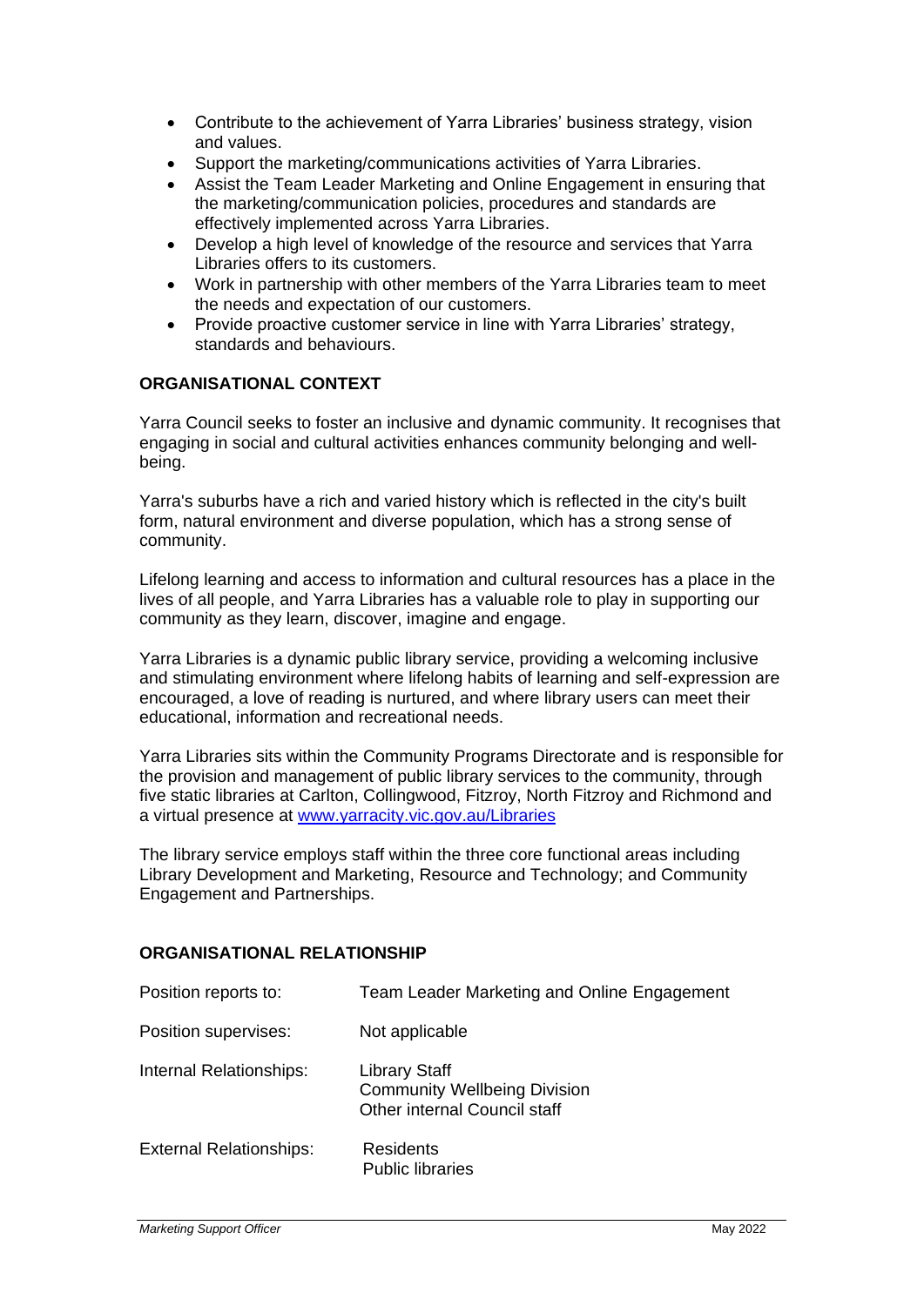- Contribute to the achievement of Yarra Libraries' business strategy, vision and values.
- Support the marketing/communications activities of Yarra Libraries.
- Assist the Team Leader Marketing and Online Engagement in ensuring that the marketing/communication policies, procedures and standards are effectively implemented across Yarra Libraries.
- Develop a high level of knowledge of the resource and services that Yarra Libraries offers to its customers.
- Work in partnership with other members of the Yarra Libraries team to meet the needs and expectation of our customers.
- Provide proactive customer service in line with Yarra Libraries' strategy, standards and behaviours.

## ORGANISATIONAL CONTEXT

Yarra Council seeks to foster an inclusive and dynamic community. It recognises that engaging in social and cultural activities enhances community belonging and well-being.

Yarra's suburbs have a rich and varied history which is reflected in the city's built form, natural environment and diverse population, which has a strong sense of community.

Lifelong learning and access to information and cultural resources has a place in the lives of all people, and Yarra Libraries has a valuable role to play in supporting our community as they learn, discover, imagine and engage.

Yarra Libraries is a dynamic public library service, providing a welcoming inclusive and stimulating environment where lifelong habits of learning and self-expression are encouraged, a love of reading is nurtured, and where library users can meet their educational, information and recreational needs.

Yarra Libraries sits within the Community Programs Directorate and is responsible for the provision and management of public library services to the community, through five static libraries at Carlton, Collingwood, Fitzroy, North Fitzroy and Richmond and a virtual presence at [www.yarracity.vic.gov.au/Libraries](http://www.yarracity.vic.gov.au/Libraries)

The library service employs staff within the three core functional areas including Library Development and Marketing, Resource and Technology; and Community Engagement and Partnerships.

## ORGANISATIONAL RELATIONSHIP

| | |
|---|---|
| Position reports to: | Team Leader Marketing and Online Engagement |
| Position supervises: | Not applicable |
| Internal Relationships: | Library Staff<br>Community Wellbeing Division<br>Other internal Council staff |
| External Relationships: | Residents<br>Public libraries |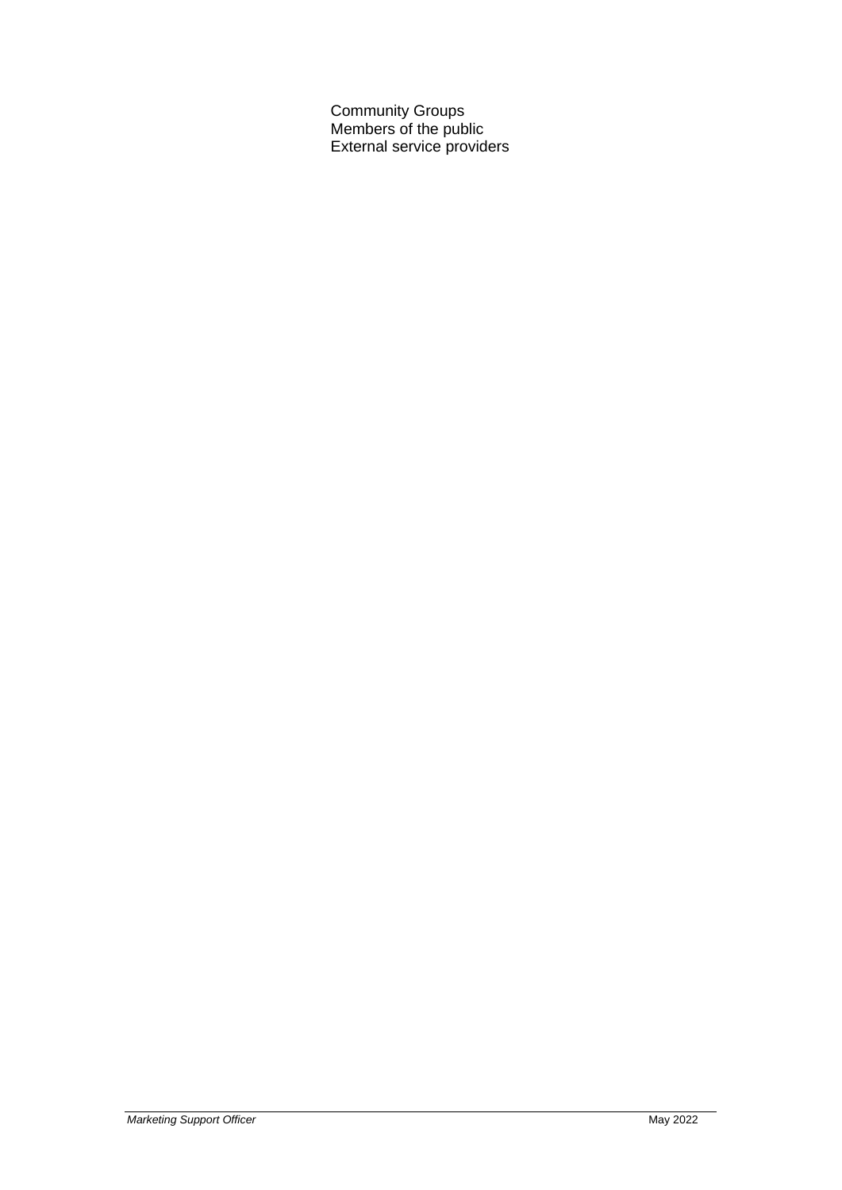Community Groups
Members of the public
External service providers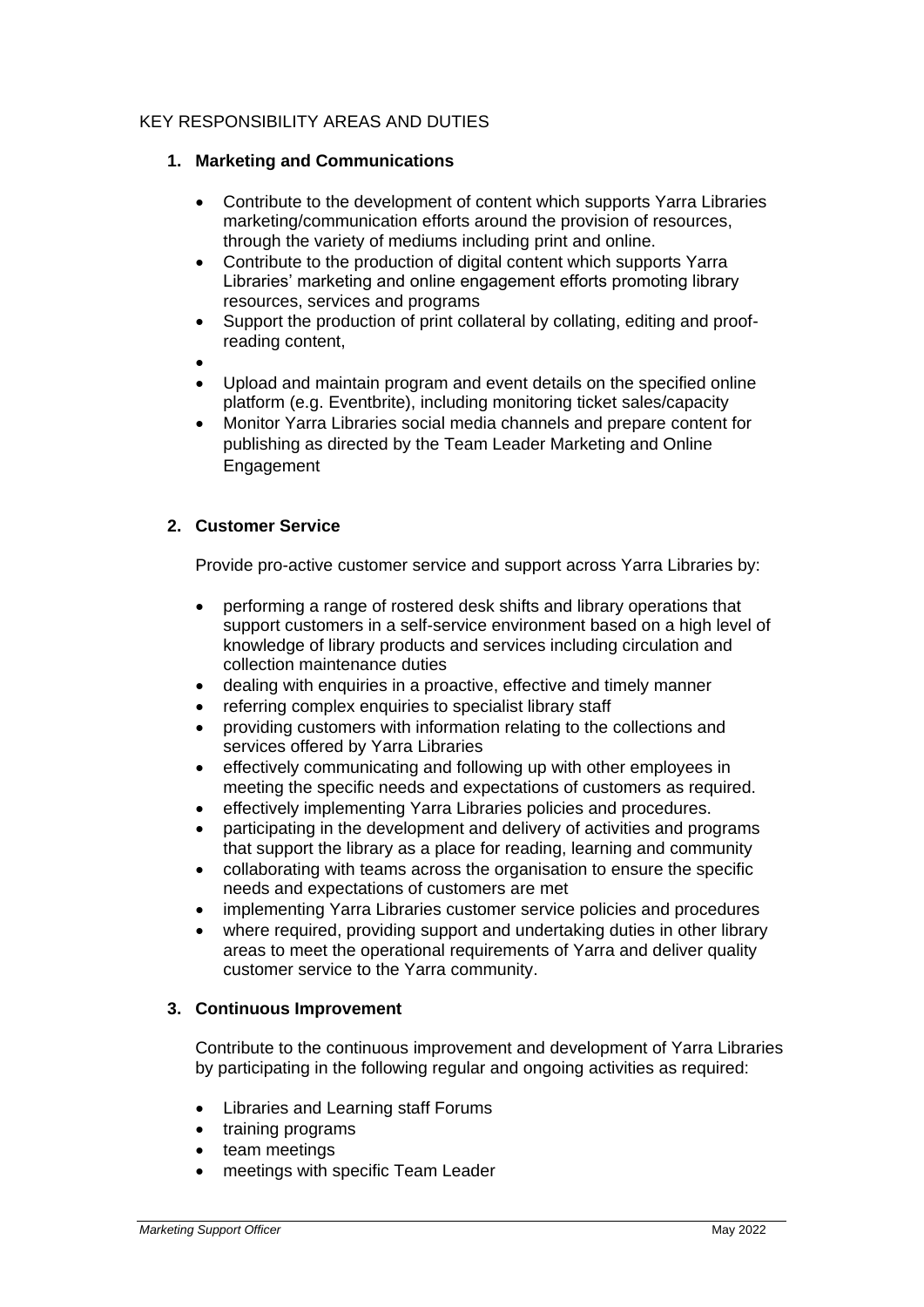KEY RESPONSIBILITY AREAS AND DUTIES

1. **Marketing and Communications**

   - Contribute to the development of content which supports Yarra Libraries marketing/communication efforts around the provision of resources, through the variety of mediums including print and online.
   - Contribute to the production of digital content which supports Yarra Libraries' marketing and online engagement efforts promoting library resources, services and programs
   - Support the production of print collateral by collating, editing and proof-reading content,
   - 
   - Upload and maintain program and event details on the specified online platform (e.g. Eventbrite), including monitoring ticket sales/capacity
   - Monitor Yarra Libraries social media channels and prepare content for publishing as directed by the Team Leader Marketing and Online Engagement

2. **Customer Service**

   Provide pro-active customer service and support across Yarra Libraries by:

   - performing a range of rostered desk shifts and library operations that support customers in a self-service environment based on a high level of knowledge of library products and services including circulation and collection maintenance duties
   - dealing with enquiries in a proactive, effective and timely manner
   - referring complex enquiries to specialist library staff
   - providing customers with information relating to the collections and services offered by Yarra Libraries
   - effectively communicating and following up with other employees in meeting the specific needs and expectations of customers as required.
   - effectively implementing Yarra Libraries policies and procedures.
   - participating in the development and delivery of activities and programs that support the library as a place for reading, learning and community
   - collaborating with teams across the organisation to ensure the specific needs and expectations of customers are met
   - implementing Yarra Libraries customer service policies and procedures
   - where required, providing support and undertaking duties in other library areas to meet the operational requirements of Yarra and deliver quality customer service to the Yarra community.

3. **Continuous Improvement**

   Contribute to the continuous improvement and development of Yarra Libraries by participating in the following regular and ongoing activities as required:

   - Libraries and Learning staff Forums
   - training programs
   - team meetings
   - meetings with specific Team Leader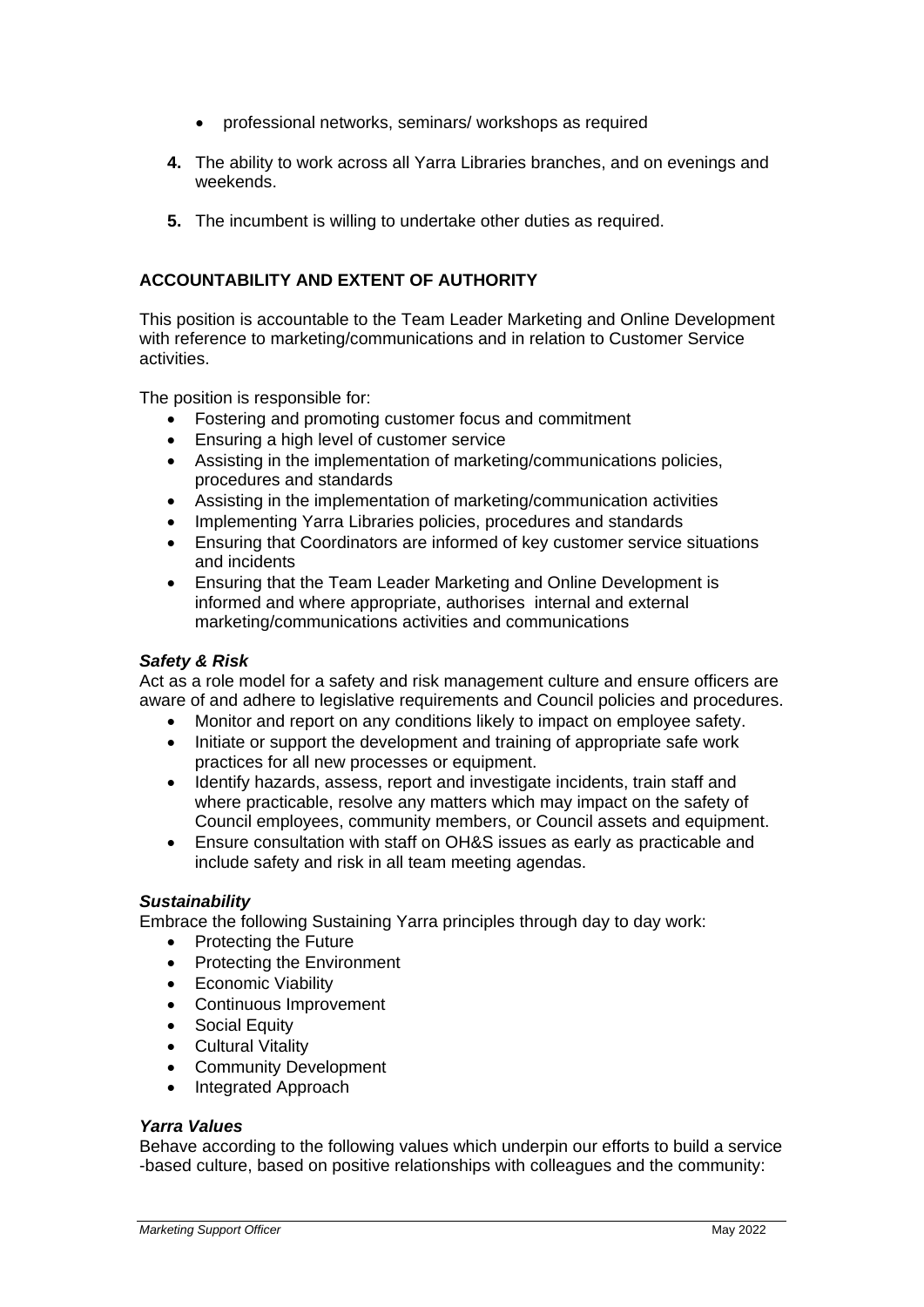- professional networks, seminars/ workshops as required

4. The ability to work across all Yarra Libraries branches, and on evenings and weekends.

5. The incumbent is willing to undertake other duties as required.

## ACCOUNTABILITY AND EXTENT OF AUTHORITY

This position is accountable to the Team Leader Marketing and Online Development with reference to marketing/communications and in relation to Customer Service activities.

The position is responsible for:

- Fostering and promoting customer focus and commitment
- Ensuring a high level of customer service
- Assisting in the implementation of marketing/communications policies, procedures and standards
- Assisting in the implementation of marketing/communication activities
- Implementing Yarra Libraries policies, procedures and standards
- Ensuring that Coordinators are informed of key customer service situations and incidents
- Ensuring that the Team Leader Marketing and Online Development is informed and where appropriate, authorises internal and external marketing/communications activities and communications

### *Safety & Risk*

Act as a role model for a safety and risk management culture and ensure officers are aware of and adhere to legislative requirements and Council policies and procedures.

- Monitor and report on any conditions likely to impact on employee safety.
- Initiate or support the development and training of appropriate safe work practices for all new processes or equipment.
- Identify hazards, assess, report and investigate incidents, train staff and where practicable, resolve any matters which may impact on the safety of Council employees, community members, or Council assets and equipment.
- Ensure consultation with staff on OH&S issues as early as practicable and include safety and risk in all team meeting agendas.

### *Sustainability*

Embrace the following Sustaining Yarra principles through day to day work:

- Protecting the Future
- Protecting the Environment
- Economic Viability
- Continuous Improvement
- Social Equity
- Cultural Vitality
- Community Development
- Integrated Approach

### *Yarra Values*

Behave according to the following values which underpin our efforts to build a service -based culture, based on positive relationships with colleagues and the community: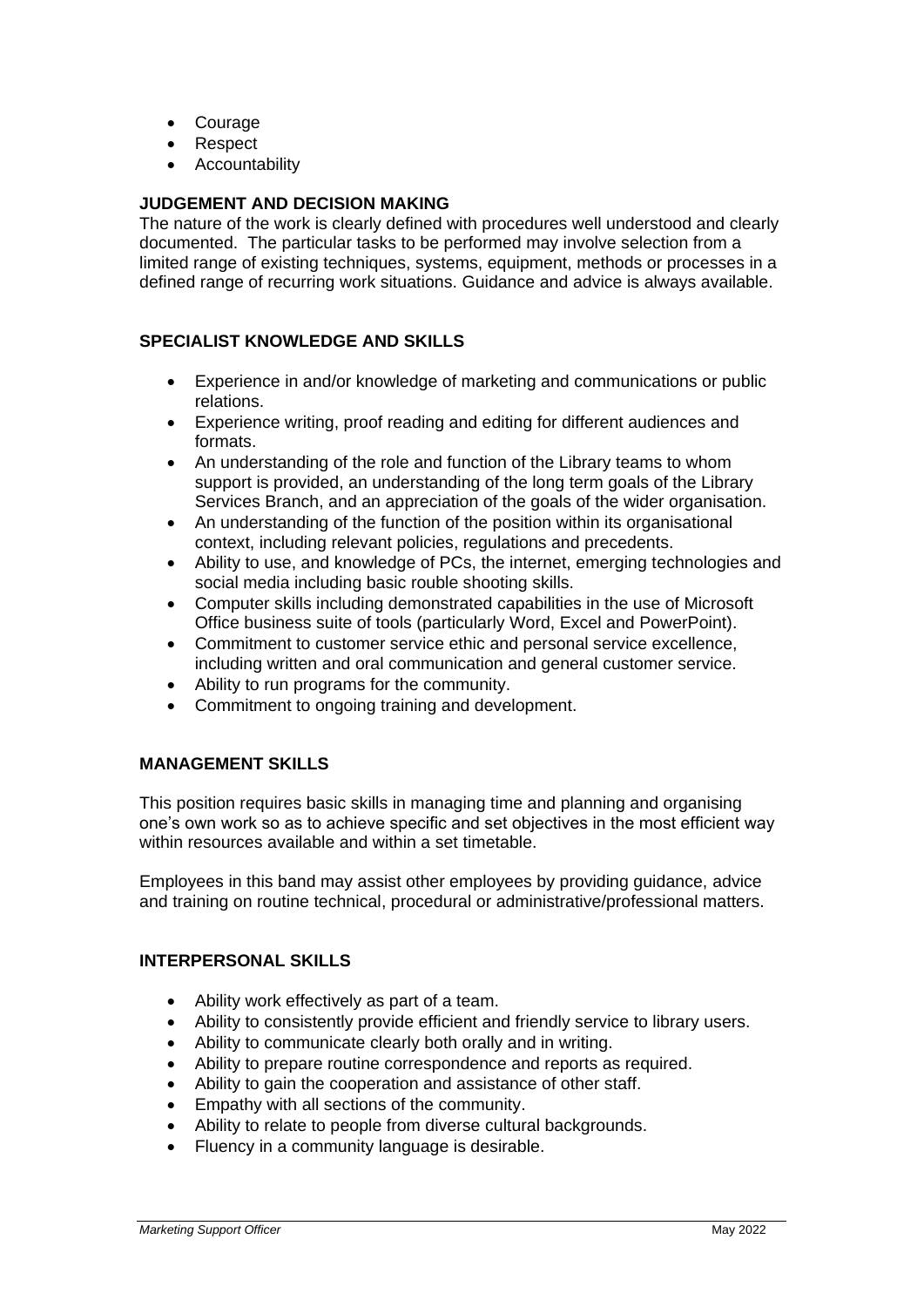- Courage
- Respect
- Accountability

**JUDGEMENT AND DECISION MAKING**

The nature of the work is clearly defined with procedures well understood and clearly documented. The particular tasks to be performed may involve selection from a limited range of existing techniques, systems, equipment, methods or processes in a defined range of recurring work situations. Guidance and advice is always available.

**SPECIALIST KNOWLEDGE AND SKILLS**

- Experience in and/or knowledge of marketing and communications or public relations.
- Experience writing, proof reading and editing for different audiences and formats.
- An understanding of the role and function of the Library teams to whom support is provided, an understanding of the long term goals of the Library Services Branch, and an appreciation of the goals of the wider organisation.
- An understanding of the function of the position within its organisational context, including relevant policies, regulations and precedents.
- Ability to use, and knowledge of PCs, the internet, emerging technologies and social media including basic rouble shooting skills.
- Computer skills including demonstrated capabilities in the use of Microsoft Office business suite of tools (particularly Word, Excel and PowerPoint).
- Commitment to customer service ethic and personal service excellence, including written and oral communication and general customer service.
- Ability to run programs for the community.
- Commitment to ongoing training and development.

**MANAGEMENT SKILLS**

This position requires basic skills in managing time and planning and organising one's own work so as to achieve specific and set objectives in the most efficient way within resources available and within a set timetable.

Employees in this band may assist other employees by providing guidance, advice and training on routine technical, procedural or administrative/professional matters.

**INTERPERSONAL SKILLS**

- Ability work effectively as part of a team.
- Ability to consistently provide efficient and friendly service to library users.
- Ability to communicate clearly both orally and in writing.
- Ability to prepare routine correspondence and reports as required.
- Ability to gain the cooperation and assistance of other staff.
- Empathy with all sections of the community.
- Ability to relate to people from diverse cultural backgrounds.
- Fluency in a community language is desirable.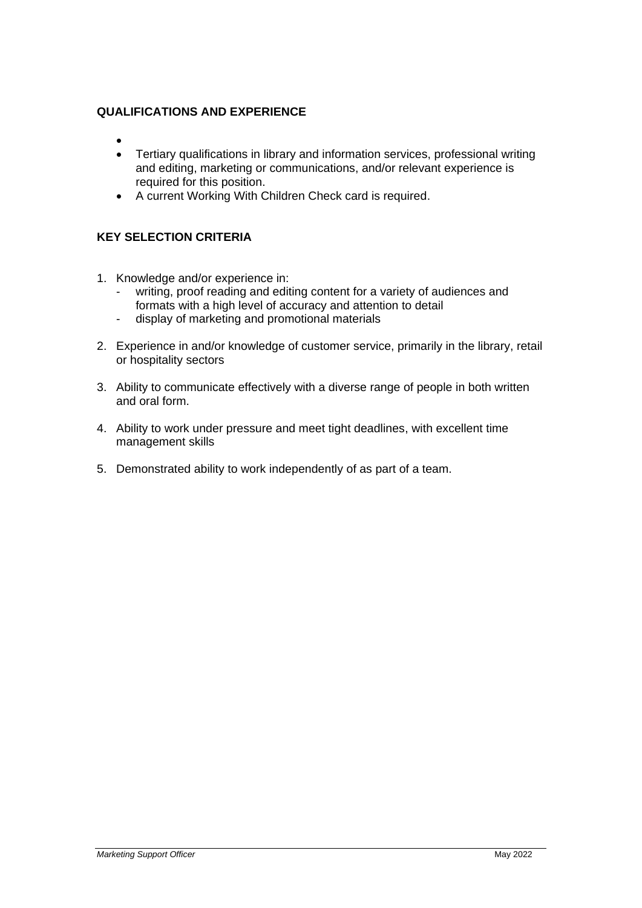**QUALIFICATIONS AND EXPERIENCE**

- Tertiary qualifications in library and information services, professional writing and editing, marketing or communications, and/or relevant experience is required for this position.
- A current Working With Children Check card is required.

**KEY SELECTION CRITERIA**

1. Knowledge and/or experience in:
   - writing, proof reading and editing content for a variety of audiences and formats with a high level of accuracy and attention to detail
   - display of marketing and promotional materials

2. Experience in and/or knowledge of customer service, primarily in the library, retail or hospitality sectors

3. Ability to communicate effectively with a diverse range of people in both written and oral form.

4. Ability to work under pressure and meet tight deadlines, with excellent time management skills

5. Demonstrated ability to work independently of as part of a team.